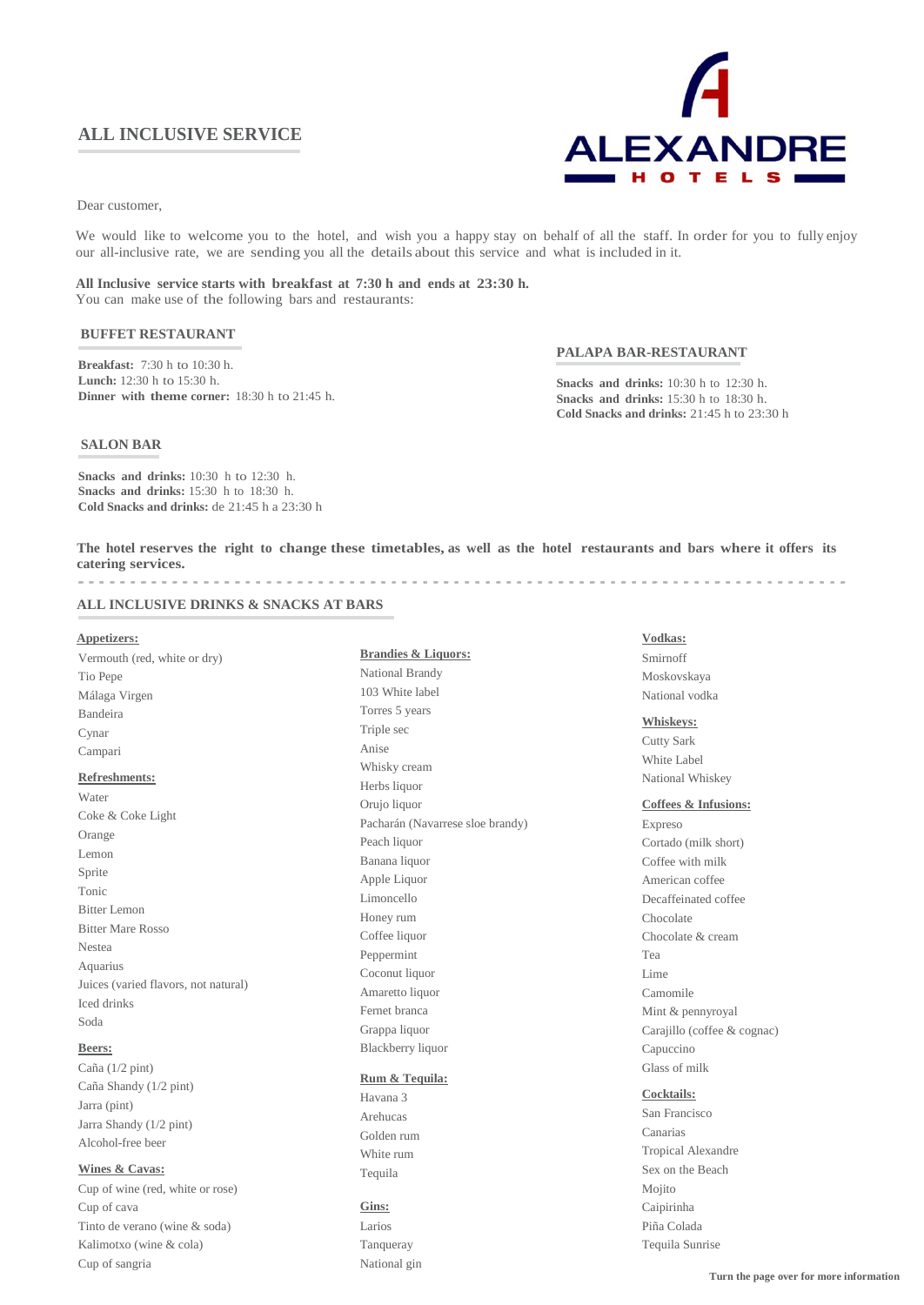## ALL INCLUSIVE SERVICE

ALEXANDRE HOTELS

Dear customer,

We would like to welcome you to the hotel, and wish you a happy stay on behalf of all the staff. In order for you to fully enjoy our all-inclusive rate, we are sending you all the details about this service and what is included in it.

**All Inclusive service starts with breakfast at 7:30 h and ends at 23:30 h.**
You can make use of the following bars and restaurants:

### BUFFET RESTAURANT

**Breakfast:** 7:30 h to 10:30 h.
**Lunch:** 12:30 h to 15:30 h.
**Dinner with theme corner:** 18:30 h to 21:45 h.

### PALAPA BAR-RESTAURANT

**Snacks and drinks:** 10:30 h to 12:30 h.
**Snacks and drinks:** 15:30 h to 18:30 h.
**Cold Snacks and drinks:** 21:45 h to 23:30 h

### SALON BAR

**Snacks and drinks:** 10:30 h to 12:30 h.
**Snacks and drinks:** 15:30 h to 18:30 h.
**Cold Snacks and drinks:** de 21:45 h a 23:30 h

**The hotel reserves the right to change these timetables, as well as the hotel restaurants and bars where it offers its catering services.**

---

### ALL INCLUSIVE DRINKS & SNACKS AT BARS

**Appetizers:**
- Vermouth (red, white or dry)
- Tio Pepe
- Málaga Virgen
- Bandeira
- Cynar
- Campari

**Refreshments:**
- Water
- Coke & Coke Light
- Orange
- Lemon
- Sprite
- Tonic
- Bitter Lemon
- Bitter Mare Rosso
- Nestea
- Aquarius
- Juices (varied flavors, not natural)
- Iced drinks
- Soda

**Beers:**
- Caña (1/2 pint)
- Caña Shandy (1/2 pint)
- Jarra (pint)
- Jarra Shandy (1/2 pint)
- Alcohol-free beer

**Wines & Cavas:**
- Cup of wine (red, white or rose)
- Cup of cava
- Tinto de verano (wine & soda)
- Kalimotxo (wine & cola)
- Cup of sangria

**Brandies & Liquors:**
- National Brandy
- 103 White label
- Torres 5 years
- Triple sec
- Anise
- Whisky cream
- Herbs liquor
- Orujo liquor
- Pacharán (Navarrese sloe brandy)
- Peach liquor
- Banana liquor
- Apple Liquor
- Limoncello
- Honey rum
- Coffee liquor
- Peppermint
- Coconut liquor
- Amaretto liquor
- Fernet branca
- Grappa liquor
- Blackberry liquor

**Rum & Tequila:**
- Havana 3
- Arehucas
- Golden rum
- White rum
- Tequila

**Gins:**
- Larios
- Tanqueray
- National gin

**Vodkas:**
- Smirnoff
- Moskovskaya
- National vodka

**Whiskeys:**
- Cutty Sark
- White Label
- National Whiskey

**Coffees & Infusions:**
- Expreso
- Cortado (milk short)
- Coffee with milk
- American coffee
- Decaffeinated coffee
- Chocolate
- Chocolate & cream
- Tea
- Lime
- Camomile
- Mint & pennyroyal
- Carajillo (coffee & cognac)
- Capuccino
- Glass of milk

**Cocktails:**
- San Francisco
- Canarias
- Tropical Alexandre
- Sex on the Beach
- Mojito
- Caipirinha
- Piña Colada
- Tequila Sunrise

**Turn the page over for more information**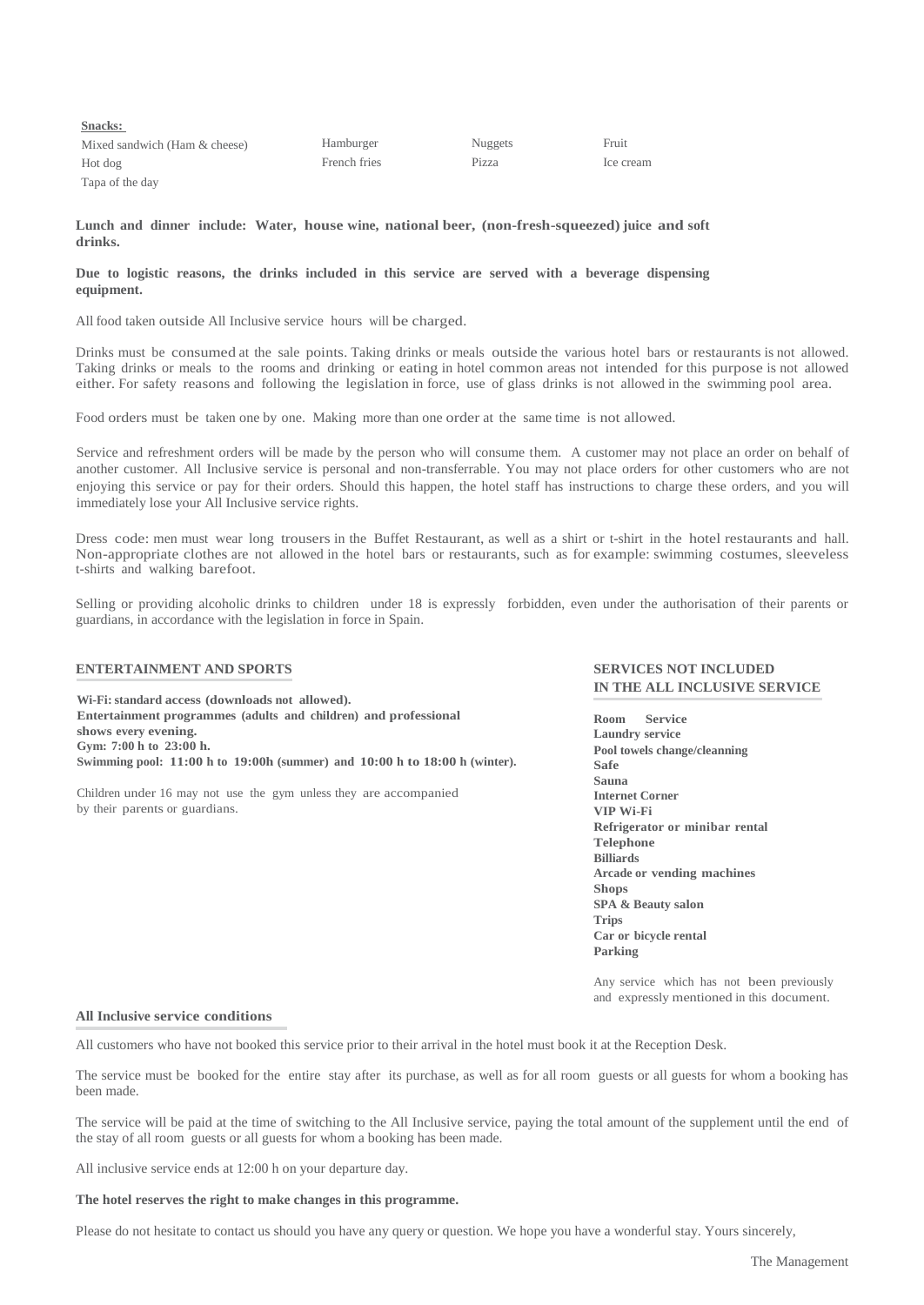**Snacks:**

| | | | |
|---|---|---|---|
| Mixed sandwich (Ham & cheese) | Hamburger | Nuggets | Fruit |
| Hot dog | French fries | Pizza | Ice cream |
| Tapa of the day | | | |

**Lunch and dinner include: Water, house wine, national beer, (non-fresh-squeezed) juice and soft drinks.**

**Due to logistic reasons, the drinks included in this service are served with a beverage dispensing equipment.**

All food taken outside All Inclusive service hours will be charged.

Drinks must be consumed at the sale points. Taking drinks or meals outside the various hotel bars or restaurants is not allowed. Taking drinks or meals to the rooms and drinking or eating in hotel common areas not intended for this purpose is not allowed either. For safety reasons and following the legislation in force, use of glass drinks is not allowed in the swimming pool area.

Food orders must be taken one by one. Making more than one order at the same time is not allowed.

Service and refreshment orders will be made by the person who will consume them. A customer may not place an order on behalf of another customer. All Inclusive service is personal and non-transferrable. You may not place orders for other customers who are not enjoying this service or pay for their orders. Should this happen, the hotel staff has instructions to charge these orders, and you will immediately lose your All Inclusive service rights.

Dress code: men must wear long trousers in the Buffet Restaurant, as well as a shirt or t-shirt in the hotel restaurants and hall. Non-appropriate clothes are not allowed in the hotel bars or restaurants, such as for example: swimming costumes, sleeveless t-shirts and walking barefoot.

Selling or providing alcoholic drinks to children under 18 is expressly forbidden, even under the authorisation of their parents or guardians, in accordance with the legislation in force in Spain.

## ENTERTAINMENT AND SPORTS

**Wi-Fi: standard access (downloads not allowed).**
**Entertainment programmes (adults and children) and professional shows every evening.**
**Gym: 7:00 h to 23:00 h.**
**Swimming pool: 11:00 h to 19:00h (summer) and 10:00 h to 18:00 h (winter).**

Children under 16 may not use the gym unless they are accompanied by their parents or guardians.

## SERVICES NOT INCLUDED IN THE ALL INCLUSIVE SERVICE

**Room Service**
**Laundry service**
**Pool towels change/cleanning**
**Safe**
**Sauna**
**Internet Corner**
**VIP Wi-Fi**
**Refrigerator or minibar rental**
**Telephone**
**Billiards**
**Arcade or vending machines**
**Shops**
**SPA & Beauty salon**
**Trips**
**Car or bicycle rental**
**Parking**

Any service which has not been previously and expressly mentioned in this document.

## All Inclusive service conditions

All customers who have not booked this service prior to their arrival in the hotel must book it at the Reception Desk.

The service must be booked for the entire stay after its purchase, as well as for all room guests or all guests for whom a booking has been made.

The service will be paid at the time of switching to the All Inclusive service, paying the total amount of the supplement until the end of the stay of all room guests or all guests for whom a booking has been made.

All inclusive service ends at 12:00 h on your departure day.

**The hotel reserves the right to make changes in this programme.**

Please do not hesitate to contact us should you have any query or question. We hope you have a wonderful stay. Yours sincerely,

The Management